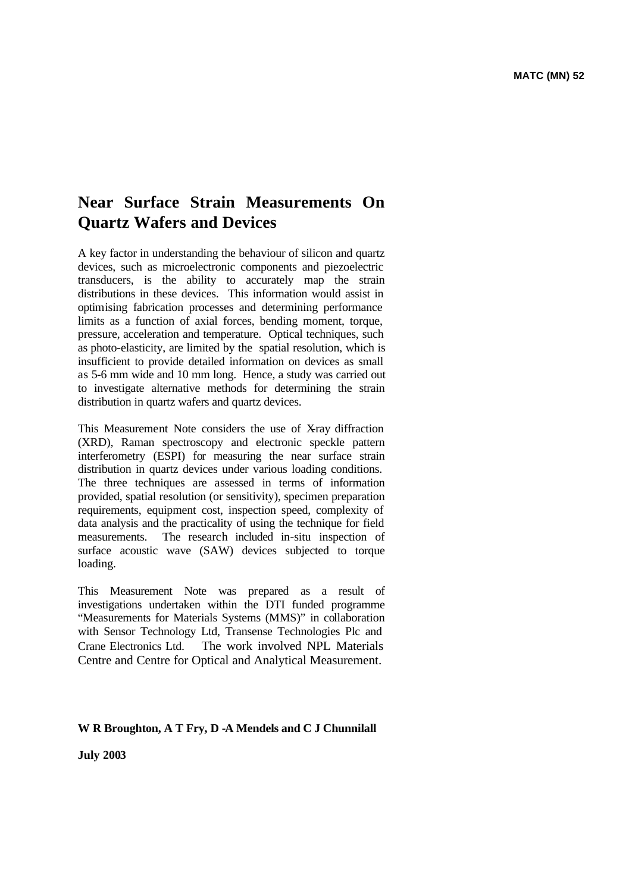MATC (MN) 52

# Near Surface Strain Measurements On Quartz Wafers and Devices

A key factor in understanding the behaviour of silicon and quartz devices, such as microelectronic components and piezoelectric transducers, is the ability to accurately map the strain distributions in these devices. This information would assist in optimising fabrication processes and determining performance limits as a function of axial forces, bending moment, torque, pressure, acceleration and temperature. Optical techniques, such as photo-elasticity, are limited by the spatial resolution, which is insufficient to provide detailed information on devices as small as 5-6 mm wide and 10 mm long. Hence, a study was carried out to investigate alternative methods for determining the strain distribution in quartz wafers and quartz devices.

This Measurement Note considers the use of X-ray diffraction (XRD), Raman spectroscopy and electronic speckle pattern interferometry (ESPI) for measuring the near surface strain distribution in quartz devices under various loading conditions. The three techniques are assessed in terms of information provided, spatial resolution (or sensitivity), specimen preparation requirements, equipment cost, inspection speed, complexity of data analysis and the practicality of using the technique for field measurements. The research included in-situ inspection of surface acoustic wave (SAW) devices subjected to torque loading.

This Measurement Note was prepared as a result of investigations undertaken within the DTI funded programme "Measurements for Materials Systems (MMS)" in collaboration with Sensor Technology Ltd, Transense Technologies Plc and Crane Electronics Ltd. The work involved NPL Materials Centre and Centre for Optical and Analytical Measurement.

**W R Broughton, A T Fry, D -A Mendels and C J Chunnilall**

**July 2003**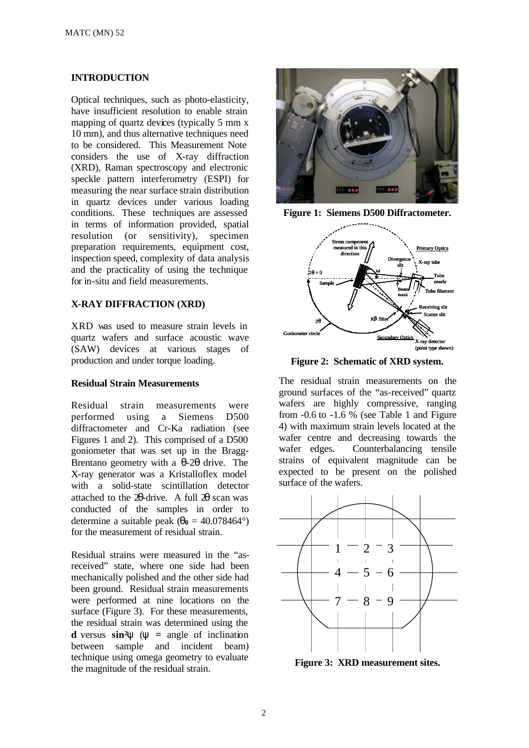## INTRODUCTION

Optical techniques, such as photo-elasticity, have insufficient resolution to enable strain mapping of quartz devices (typically 5 mm x 10 mm), and thus alternative techniques need to be considered. This Measurement Note considers the use of X-ray diffraction (XRD), Raman spectroscopy and electronic speckle pattern interferometry (ESPI) for measuring the near surface strain distribution in quartz devices under various loading conditions. These techniques are assessed in terms of information provided, spatial resolution (or sensitivity), specimen preparation requirements, equipment cost, inspection speed, complexity of data analysis and the practicality of using the technique for in-situ and field measurements.

## X-RAY DIFFRACTION (XRD)

XRD was used to measure strain levels in quartz wafers and surface acoustic wave (SAW) devices at various stages of production and under torque loading.

### Residual Strain Measurements

Residual strain measurements were performed using a Siemens D500 diffractometer and Cr-Ka radiation (see Figures 1 and 2). This comprised of a D500 goniometer that was set up in the Bragg-Brentano geometry with a $\theta$-2$\theta$ drive. The X-ray generator was a Kristalloflex model with a solid-state scintillation detector attached to the 2$\theta$-drive. A full 2$\theta$ scan was conducted of the samples in order to determine a suitable peak ($\theta_0$ = 40.078464°) for the measurement of residual strain.

Residual strains were measured in the "as-received" state, where one side had been mechanically polished and the other side had been ground. Residual strain measurements were performed at nine locations on the surface (Figure 3). For these measurements, the residual strain was determined using the **d** versus **sin²**$\psi$ ($\psi$ = angle of inclination between sample and incident beam) technique using omega geometry to evaluate the magnitude of the residual strain.

**Figure 1: Siemens D500 Diffractometer.**

**Figure 2: Schematic of XRD system.**

The residual strain measurements on the ground surfaces of the "as-received" quartz wafers are highly compressive, ranging from -0.6 to -1.6 % (see Table 1 and Figure 4) with maximum strain levels located at the wafer centre and decreasing towards the wafer edges. Counterbalancing tensile strains of equivalent magnitude can be expected to be present on the polished surface of the wafers.

**Figure 3: XRD measurement sites.**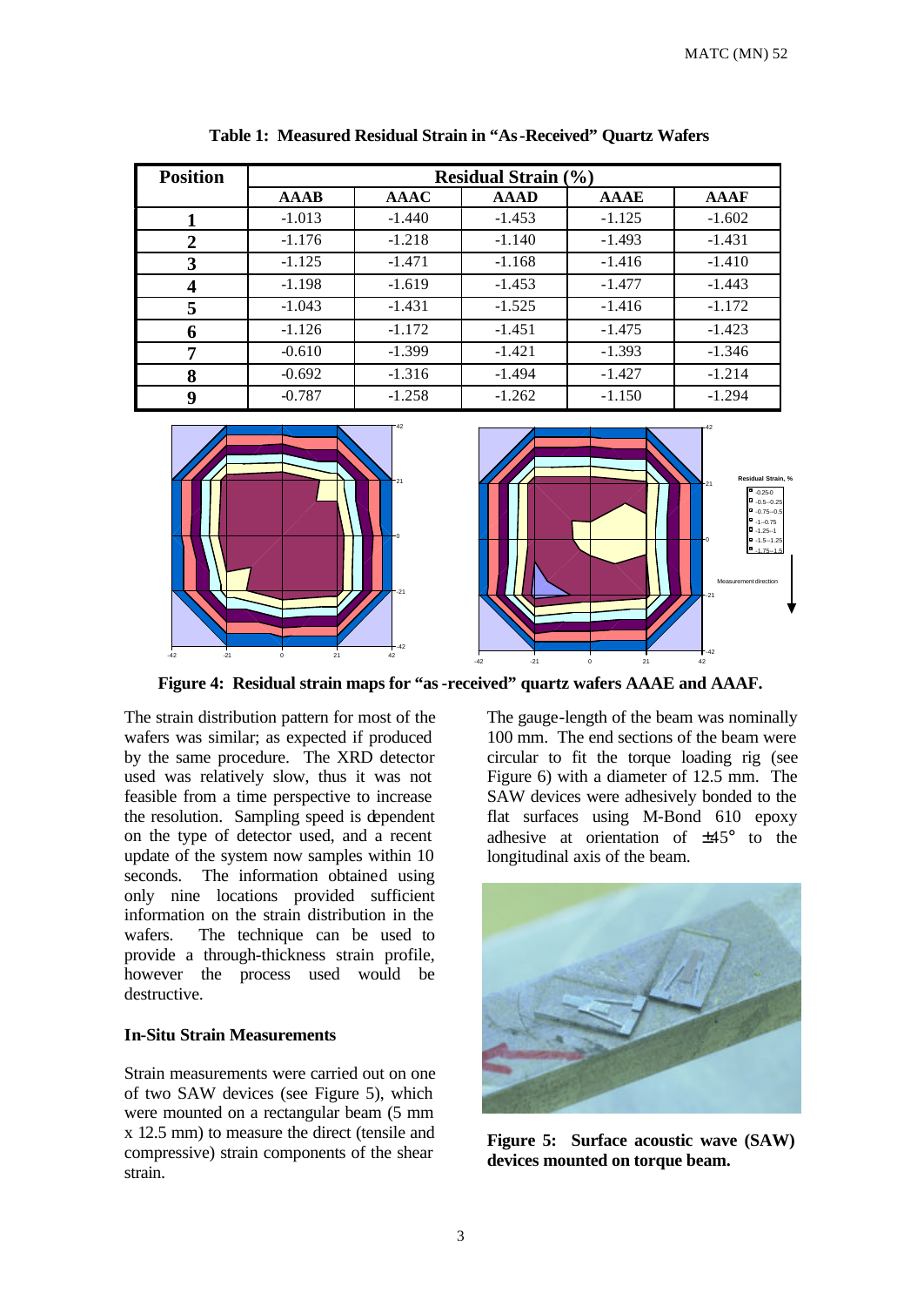**Table 1: Measured Residual Strain in "As-Received" Quartz Wafers**

| Position | Residual Strain (%) | | | | |
|---|---|---|---|---|---|
| | AAAB | AAAC | AAAD | AAAE | AAAF |
| 1 | -1.013 | -1.440 | -1.453 | -1.125 | -1.602 |
| 2 | -1.176 | -1.218 | -1.140 | -1.493 | -1.431 |
| 3 | -1.125 | -1.471 | -1.168 | -1.416 | -1.410 |
| 4 | -1.198 | -1.619 | -1.453 | -1.477 | -1.443 |
| 5 | -1.043 | -1.431 | -1.525 | -1.416 | -1.172 |
| 6 | -1.126 | -1.172 | -1.451 | -1.475 | -1.423 |
| 7 | -0.610 | -1.399 | -1.421 | -1.393 | -1.346 |
| 8 | -0.692 | -1.316 | -1.494 | -1.427 | -1.214 |
| 9 | -0.787 | -1.258 | -1.262 | -1.150 | -1.294 |

**Figure 4: Residual strain maps for "as-received" quartz wafers AAAE and AAAF.**

The strain distribution pattern for most of the wafers was similar; as expected if produced by the same procedure. The XRD detector used was relatively slow, thus it was not feasible from a time perspective to increase the resolution. Sampling speed is dependent on the type of detector used, and a recent update of the system now samples within 10 seconds. The information obtained using only nine locations provided sufficient information on the strain distribution in the wafers. The technique can be used to provide a through-thickness strain profile, however the process used would be destructive.

### In-Situ Strain Measurements

Strain measurements were carried out on one of two SAW devices (see Figure 5), which were mounted on a rectangular beam (5 mm x 12.5 mm) to measure the direct (tensile and compressive) strain components of the shear strain.

The gauge-length of the beam was nominally 100 mm. The end sections of the beam were circular to fit the torque loading rig (see Figure 6) with a diameter of 12.5 mm. The SAW devices were adhesively bonded to the flat surfaces using M-Bond 610 epoxy adhesive at orientation of ±45° to the longitudinal axis of the beam.

**Figure 5: Surface acoustic wave (SAW) devices mounted on torque beam.**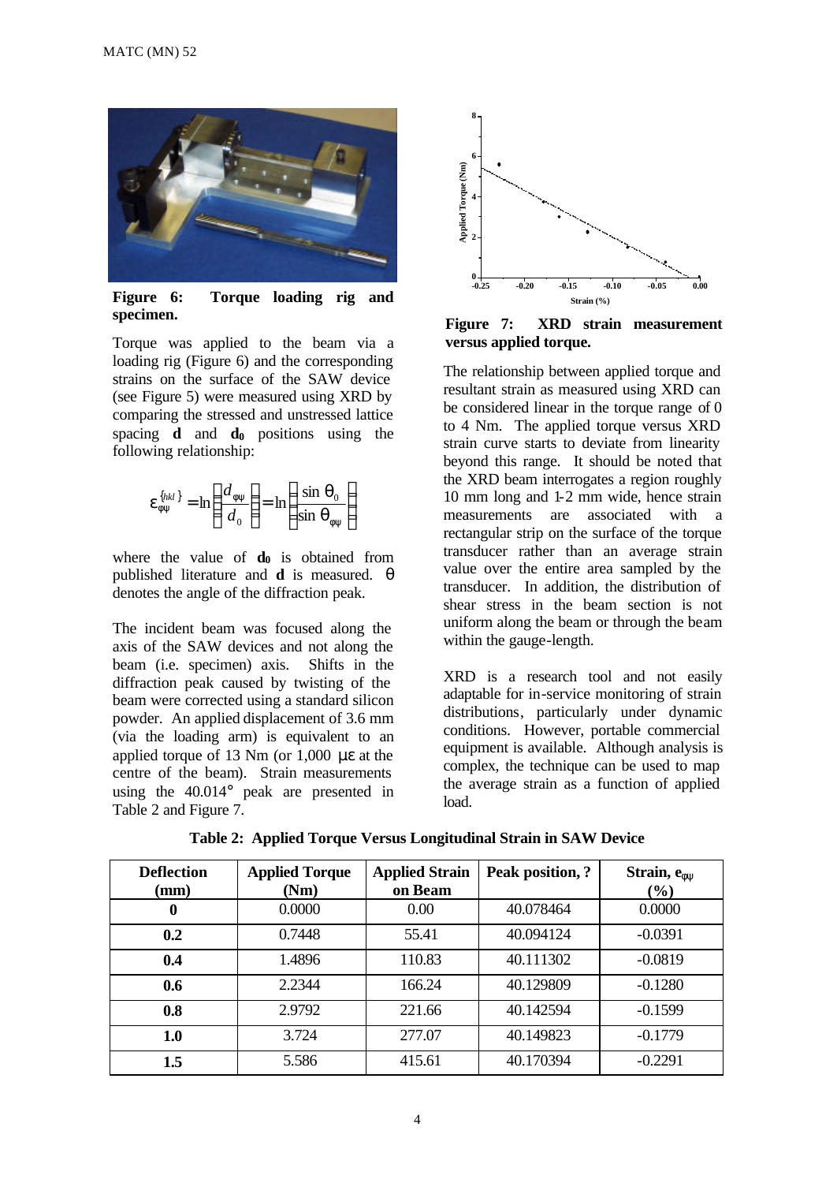**Figure 6: Torque loading rig and specimen.**

Torque was applied to the beam via a loading rig (Figure 6) and the corresponding strains on the surface of the SAW device (see Figure 5) were measured using XRD by comparing the stressed and unstressed lattice spacing **d** and **d₀** positions using the following relationship:

$$\varepsilon_{\phi\psi}^{\{hkl\}} = \ln\left(\frac{d_{\phi\psi}}{d_0}\right) = \ln\left(\frac{\sin\theta_0}{\sin\theta_{\phi\psi}}\right)$$

where the value of $\mathbf{d_0}$ is obtained from published literature and **d** is measured. θ denotes the angle of the diffraction peak.

The incident beam was focused along the axis of the SAW devices and not along the beam (i.e. specimen) axis. Shifts in the diffraction peak caused by twisting of the beam were corrected using a standard silicon powder. An applied displacement of 3.6 mm (via the loading arm) is equivalent to an applied torque of 13 Nm (or 1,000 με at the centre of the beam). Strain measurements using the 40.014° peak are presented in Table 2 and Figure 7.

**Figure 7: XRD strain measurement versus applied torque.**

The relationship between applied torque and resultant strain as measured using XRD can be considered linear in the torque range of 0 to 4 Nm. The applied torque versus XRD strain curve starts to deviate from linearity beyond this range. It should be noted that the XRD beam interrogates a region roughly 10 mm long and 1-2 mm wide, hence strain measurements are associated with a rectangular strip on the surface of the torque transducer rather than an average strain value over the entire area sampled by the transducer. In addition, the distribution of shear stress in the beam section is not uniform along the beam or through the beam within the gauge-length.

XRD is a research tool and not easily adaptable for in-service monitoring of strain distributions, particularly under dynamic conditions. However, portable commercial equipment is available. Although analysis is complex, the technique can be used to map the average strain as a function of applied load.

**Table 2: Applied Torque Versus Longitudinal Strain in SAW Device**

| Deflection (mm) | Applied Torque (Nm) | Applied Strain on Beam | Peak position, ? | Strain, $e_{\phi\psi}$ (%) |
|---|---|---|---|---|
| **0** | 0.0000 | 0.00 | 40.078464 | 0.0000 |
| **0.2** | 0.7448 | 55.41 | 40.094124 | -0.0391 |
| **0.4** | 1.4896 | 110.83 | 40.111302 | -0.0819 |
| **0.6** | 2.2344 | 166.24 | 40.129809 | -0.1280 |
| **0.8** | 2.9792 | 221.66 | 40.142594 | -0.1599 |
| **1.0** | 3.724 | 277.07 | 40.149823 | -0.1779 |
| **1.5** | 5.586 | 415.61 | 40.170394 | -0.2291 |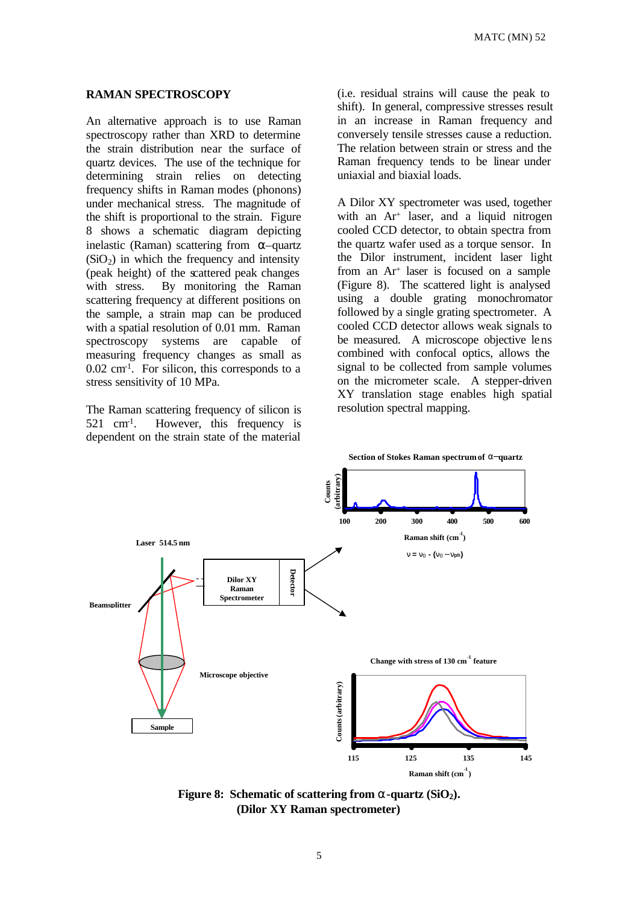## RAMAN SPECTROSCOPY

An alternative approach is to use Raman spectroscopy rather than XRD to determine the strain distribution near the surface of quartz devices. The use of the technique for determining strain relies on detecting frequency shifts in Raman modes (phonons) under mechanical stress. The magnitude of the shift is proportional to the strain. Figure 8 shows a schematic diagram depicting inelastic (Raman) scattering from α–quartz ($SiO_2$) in which the frequency and intensity (peak height) of the scattered peak changes with stress. By monitoring the Raman scattering frequency at different positions on the sample, a strain map can be produced with a spatial resolution of 0.01 mm. Raman spectroscopy systems are capable of measuring frequency changes as small as 0.02 $cm^{-1}$. For silicon, this corresponds to a stress sensitivity of 10 MPa.

The Raman scattering frequency of silicon is 521 $cm^{-1}$. However, this frequency is dependent on the strain state of the material (i.e. residual strains will cause the peak to shift). In general, compressive stresses result in an increase in Raman frequency and conversely tensile stresses cause a reduction. The relation between strain or stress and the Raman frequency tends to be linear under uniaxial and biaxial loads.

A Dilor XY spectrometer was used, together with an $Ar^+$ laser, and a liquid nitrogen cooled CCD detector, to obtain spectra from the quartz wafer used as a torque sensor. In the Dilor instrument, incident laser light from an $Ar^+$ laser is focused on a sample (Figure 8). The scattered light is analysed using a double grating monochromator followed by a single grating spectrometer. A cooled CCD detector allows weak signals to be measured. A microscope objective lens combined with confocal optics, allows the signal to be collected from sample volumes on the micrometer scale. A stepper-driven XY translation stage enables high spatial resolution spectral mapping.

Section of Stokes Raman spectrum of α–quartz

$$\nu = \nu_0 - (\nu_0 - \nu_{ph})$$

Change with stress of 130 $cm^{-1}$ feature

**Figure 8: Schematic of scattering from α-quartz ($SiO_2$). (Dilor XY Raman spectrometer)**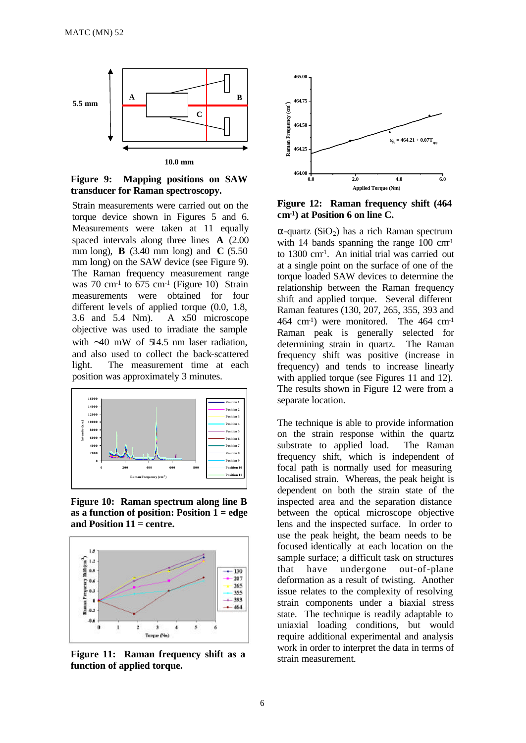**Figure 9: Mapping positions on SAW transducer for Raman spectroscopy.**

Strain measurements were carried out on the torque device shown in Figures 5 and 6. Measurements were taken at 11 equally spaced intervals along three lines **A** (2.00 mm long), **B** (3.40 mm long) and **C** (5.50 mm long) on the SAW device (see Figure 9). The Raman frequency measurement range was 70 cm$^{-1}$ to 675 cm$^{-1}$ (Figure 10) Strain measurements were obtained for four different levels of applied torque (0.0, 1.8, 3.6 and 5.4 Nm). A x50 microscope objective was used to irradiate the sample with ~40 mW of 514.5 nm laser radiation, and also used to collect the back-scattered light. The measurement time at each position was approximately 3 minutes.

**Figure 10: Raman spectrum along line B as a function of position: Position 1 = edge and Position 11 = centre.**

**Figure 11: Raman frequency shift as a function of applied torque.**

**Figure 12: Raman frequency shift (464 cm$^{-1}$) at Position 6 on line C.**

α-quartz ($SiO_2$) has a rich Raman spectrum with 14 bands spanning the range 100 cm$^{-1}$ to 1300 cm$^{-1}$. An initial trial was carried out at a single point on the surface of one of the torque loaded SAW devices to determine the relationship between the Raman frequency shift and applied torque. Several different Raman features (130, 207, 265, 355, 393 and 464 cm$^{-1}$) were monitored. The 464 cm$^{-1}$ Raman peak is generally selected for determining strain in quartz. The Raman frequency shift was positive (increase in frequency) and tends to increase linearly with applied torque (see Figures 11 and 12). The results shown in Figure 12 were from a separate location.

The technique is able to provide information on the strain response within the quartz substrate to applied load. The Raman frequency shift, which is independent of focal path is normally used for measuring localised strain. Whereas, the peak height is dependent on both the strain state of the inspected area and the separation distance between the optical microscope objective lens and the inspected surface. In order to use the peak height, the beam needs to be focused identically at each location on the sample surface; a difficult task on structures that have undergone out-of-plane deformation as a result of twisting. Another issue relates to the complexity of resolving strain components under a biaxial stress state. The technique is readily adaptable to uniaxial loading conditions, but would require additional experimental and analysis work in order to interpret the data in terms of strain measurement.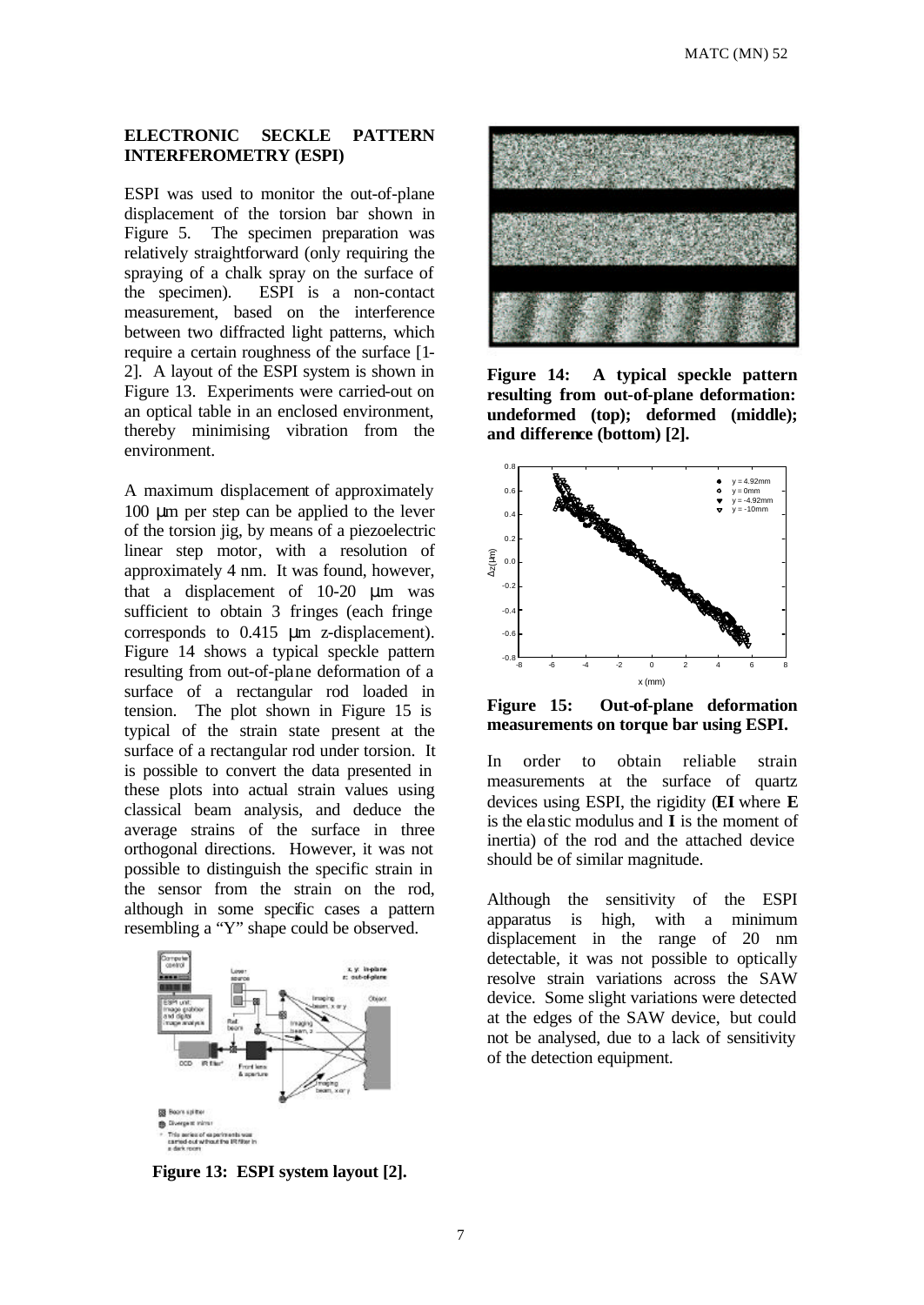## ELECTRONIC SECKLE PATTERN INTERFEROMETRY (ESPI)

ESPI was used to monitor the out-of-plane displacement of the torsion bar shown in Figure 5. The specimen preparation was relatively straightforward (only requiring the spraying of a chalk spray on the surface of the specimen). ESPI is a non-contact measurement, based on the interference between two diffracted light patterns, which require a certain roughness of the surface [1-2]. A layout of the ESPI system is shown in Figure 13. Experiments were carried-out on an optical table in an enclosed environment, thereby minimising vibration from the environment.

A maximum displacement of approximately 100 μm per step can be applied to the lever of the torsion jig, by means of a piezoelectric linear step motor, with a resolution of approximately 4 nm. It was found, however, that a displacement of 10-20 μm was sufficient to obtain 3 fringes (each fringe corresponds to 0.415 μm z-displacement). Figure 14 shows a typical speckle pattern resulting from out-of-plane deformation of a surface of a rectangular rod loaded in tension. The plot shown in Figure 15 is typical of the strain state present at the surface of a rectangular rod under torsion. It is possible to convert the data presented in these plots into actual strain values using classical beam analysis, and deduce the average strains of the surface in three orthogonal directions. However, it was not possible to distinguish the specific strain in the sensor from the strain on the rod, although in some specific cases a pattern resembling a "Y" shape could be observed.

**Figure 13: ESPI system layout [2].**

**Figure 14: A typical speckle pattern resulting from out-of-plane deformation: undeformed (top); deformed (middle); and difference (bottom) [2].**

**Figure 15: Out-of-plane deformation measurements on torque bar using ESPI.**

In order to obtain reliable strain measurements at the surface of quartz devices using ESPI, the rigidity (**EI** where **E** is the elastic modulus and **I** is the moment of inertia) of the rod and the attached device should be of similar magnitude.

Although the sensitivity of the ESPI apparatus is high, with a minimum displacement in the range of 20 nm detectable, it was not possible to optically resolve strain variations across the SAW device. Some slight variations were detected at the edges of the SAW device, but could not be analysed, due to a lack of sensitivity of the detection equipment.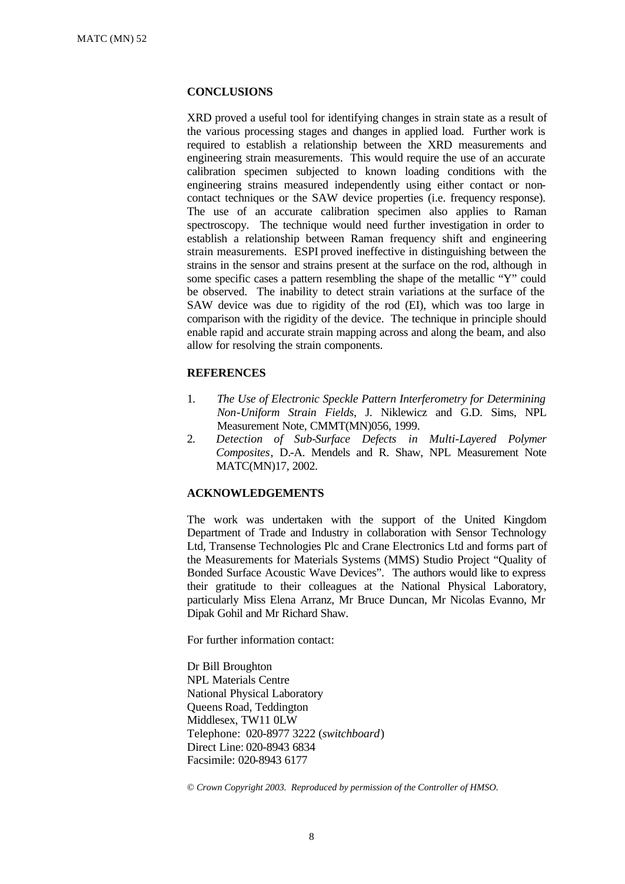## CONCLUSIONS

XRD proved a useful tool for identifying changes in strain state as a result of the various processing stages and changes in applied load. Further work is required to establish a relationship between the XRD measurements and engineering strain measurements. This would require the use of an accurate calibration specimen subjected to known loading conditions with the engineering strains measured independently using either contact or non-contact techniques or the SAW device properties (i.e. frequency response). The use of an accurate calibration specimen also applies to Raman spectroscopy. The technique would need further investigation in order to establish a relationship between Raman frequency shift and engineering strain measurements. ESPI proved ineffective in distinguishing between the strains in the sensor and strains present at the surface on the rod, although in some specific cases a pattern resembling the shape of the metallic "Y" could be observed. The inability to detect strain variations at the surface of the SAW device was due to rigidity of the rod (EI), which was too large in comparison with the rigidity of the device. The technique in principle should enable rapid and accurate strain mapping across and along the beam, and also allow for resolving the strain components.

## REFERENCES

1. *The Use of Electronic Speckle Pattern Interferometry for Determining Non-Uniform Strain Fields*, J. Niklewicz and G.D. Sims, NPL Measurement Note, CMMT(MN)056, 1999.
2. *Detection of Sub-Surface Defects in Multi-Layered Polymer Composites*, D.-A. Mendels and R. Shaw, NPL Measurement Note MATC(MN)17, 2002.

## ACKNOWLEDGEMENTS

The work was undertaken with the support of the United Kingdom Department of Trade and Industry in collaboration with Sensor Technology Ltd, Transense Technologies Plc and Crane Electronics Ltd and forms part of the Measurements for Materials Systems (MMS) Studio Project "Quality of Bonded Surface Acoustic Wave Devices". The authors would like to express their gratitude to their colleagues at the National Physical Laboratory, particularly Miss Elena Arranz, Mr Bruce Duncan, Mr Nicolas Evanno, Mr Dipak Gohil and Mr Richard Shaw.

For further information contact:

Dr Bill Broughton
NPL Materials Centre
National Physical Laboratory
Queens Road, Teddington
Middlesex, TW11 0LW
Telephone: 020-8977 3222 (*switchboard*)
Direct Line: 020-8943 6834
Facsimile: 020-8943 6177

*© Crown Copyright 2003. Reproduced by permission of the Controller of HMSO.*